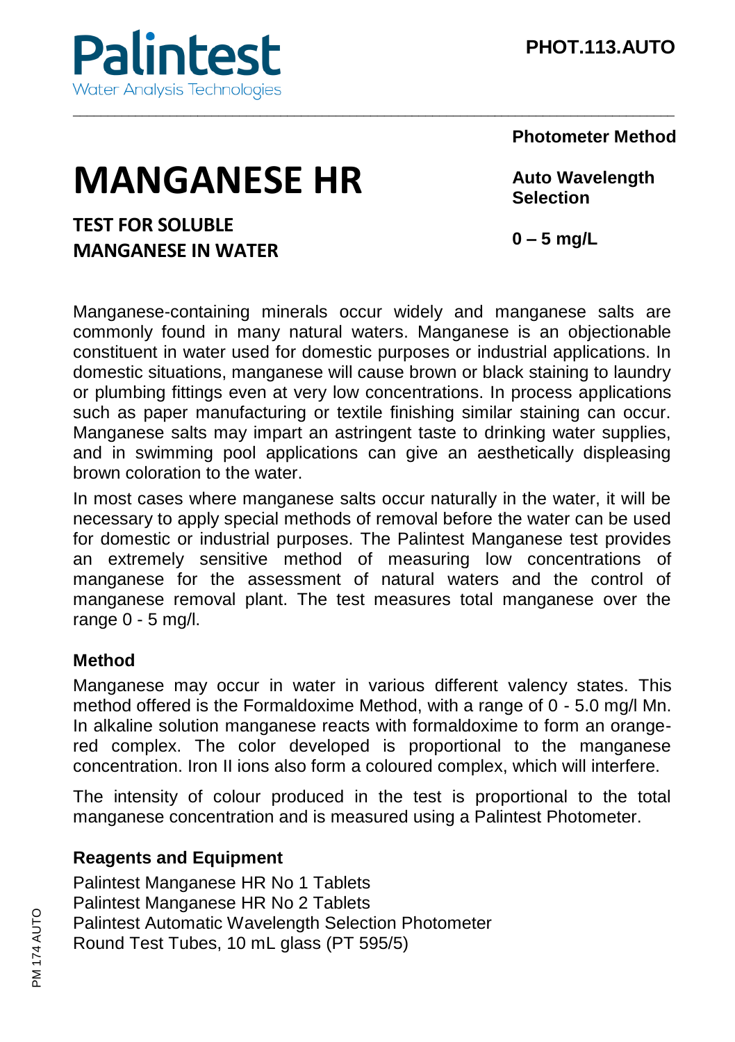Palintest
Water Analysis Technologies

**PHOT.113.AUTO**

**Photometer Method**

# MANGANESE HR

**Auto Wavelength Selection**

## TEST FOR SOLUBLE MANGANESE IN WATER

**0 – 5 mg/L**

Manganese-containing minerals occur widely and manganese salts are commonly found in many natural waters. Manganese is an objectionable constituent in water used for domestic purposes or industrial applications. In domestic situations, manganese will cause brown or black staining to laundry or plumbing fittings even at very low concentrations. In process applications such as paper manufacturing or textile finishing similar staining can occur. Manganese salts may impart an astringent taste to drinking water supplies, and in swimming pool applications can give an aesthetically displeasing brown coloration to the water.

In most cases where manganese salts occur naturally in the water, it will be necessary to apply special methods of removal before the water can be used for domestic or industrial purposes. The Palintest Manganese test provides an extremely sensitive method of measuring low concentrations of manganese for the assessment of natural waters and the control of manganese removal plant. The test measures total manganese over the range 0 - 5 mg/l.

### Method

Manganese may occur in water in various different valency states. This method offered is the Formaldoxime Method, with a range of 0 - 5.0 mg/l Mn. In alkaline solution manganese reacts with formaldoxime to form an orange-red complex. The color developed is proportional to the manganese concentration. Iron II ions also form a coloured complex, which will interfere.

The intensity of colour produced in the test is proportional to the total manganese concentration and is measured using a Palintest Photometer.

### Reagents and Equipment

Palintest Manganese HR No 1 Tablets
Palintest Manganese HR No 2 Tablets
Palintest Automatic Wavelength Selection Photometer
Round Test Tubes, 10 mL glass (PT 595/5)

PM 174 AUTO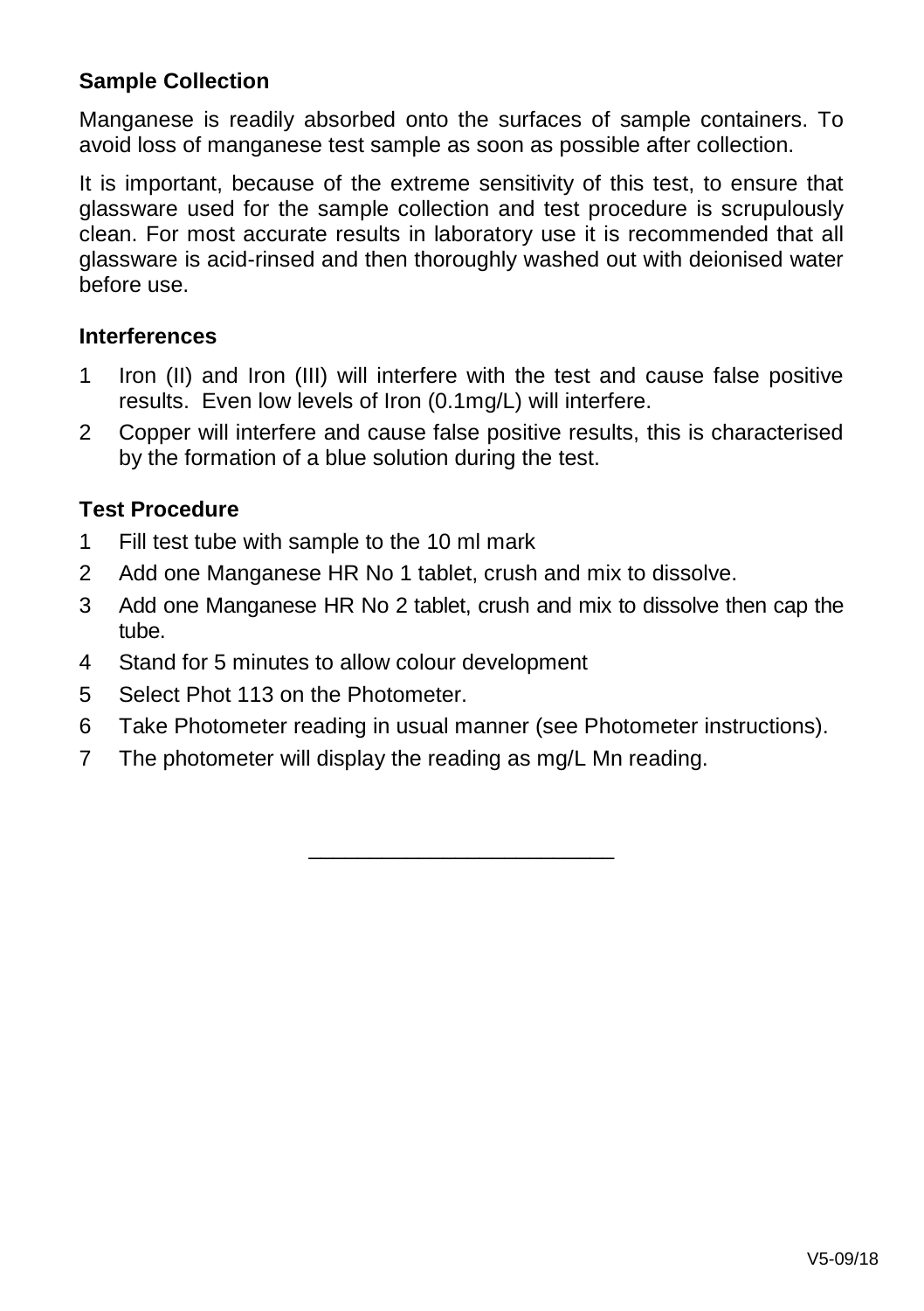## Sample Collection

Manganese is readily absorbed onto the surfaces of sample containers. To avoid loss of manganese test sample as soon as possible after collection.

It is important, because of the extreme sensitivity of this test, to ensure that glassware used for the sample collection and test procedure is scrupulously clean. For most accurate results in laboratory use it is recommended that all glassware is acid-rinsed and then thoroughly washed out with deionised water before use.

## Interferences

1. Iron (II) and Iron (III) will interfere with the test and cause false positive results. Even low levels of Iron (0.1mg/L) will interfere.
2. Copper will interfere and cause false positive results, this is characterised by the formation of a blue solution during the test.

## Test Procedure

1. Fill test tube with sample to the 10 ml mark
2. Add one Manganese HR No 1 tablet, crush and mix to dissolve.
3. Add one Manganese HR No 2 tablet, crush and mix to dissolve then cap the tube.
4. Stand for 5 minutes to allow colour development
5. Select Phot 113 on the Photometer.
6. Take Photometer reading in usual manner (see Photometer instructions).
7. The photometer will display the reading as mg/L Mn reading.

---

V5-09/18